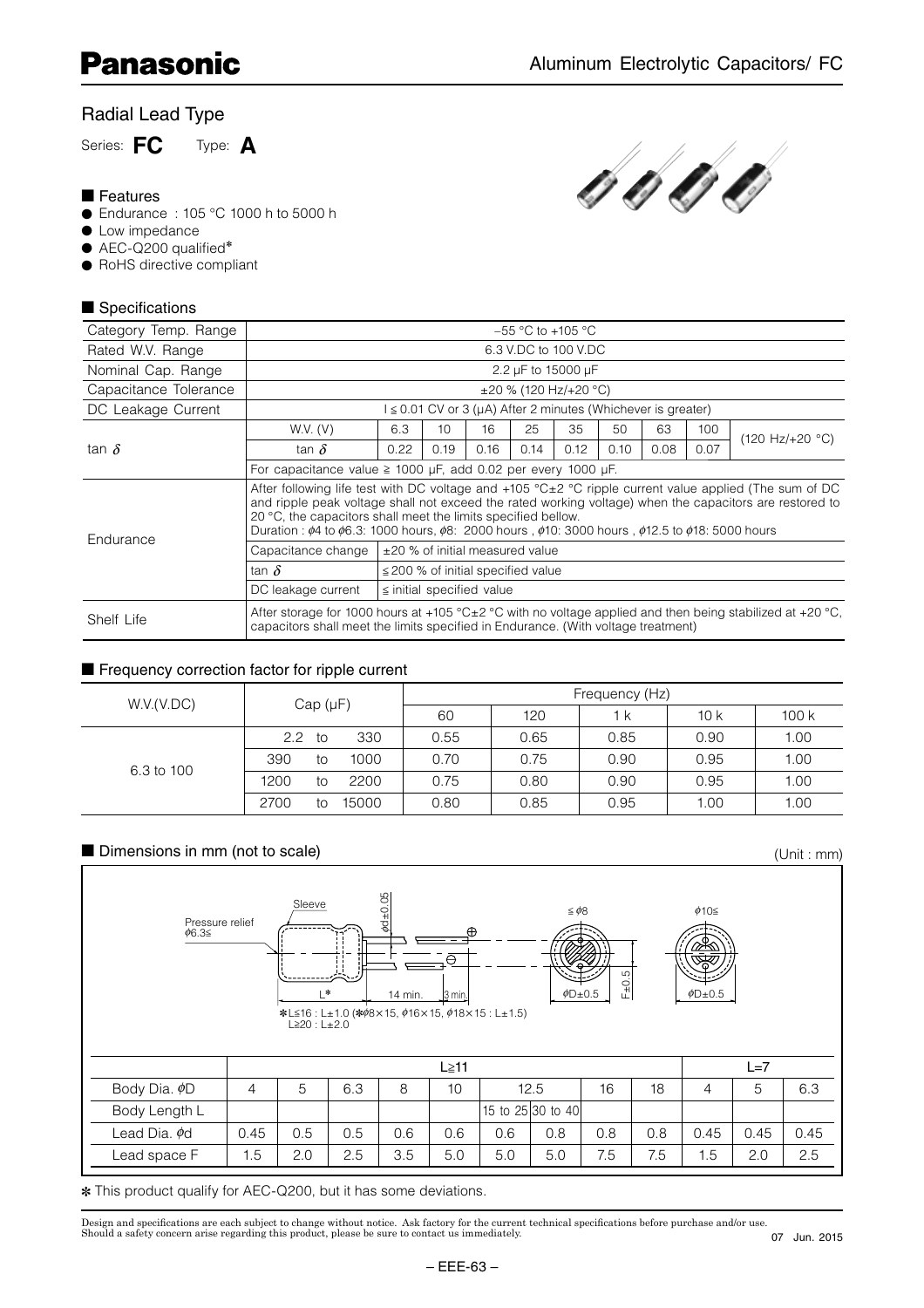# Panasonic

## Aluminum Electrolytic Capacitors/ FC

## Radial Lead Type

Series: **FC** Type: **A**

### ■ Features

- Endurance : 105 °C 1000 h to 5000 h
- Low impedance
- AEC-Q200 qualified*
- RoHS directive compliant

### ■ Specifications

| Category Temp. Range | −55 °C to +105 °C | | | | | | | | | |
|---|---|---|---|---|---|---|---|---|---|---|
| Rated W.V. Range | 6.3 V.DC to 100 V.DC | | | | | | | | | |
| Nominal Cap. Range | 2.2 μF to 15000 μF | | | | | | | | | |
| Capacitance Tolerance | ±20 % (120 Hz/+20 °C) | | | | | | | | | |
| DC Leakage Current | I ≦ 0.01 CV or 3 (μA) After 2 minutes (Whichever is greater) | | | | | | | | | |
| tan δ | W.V. (V) | 6.3 | 10 | 16 | 25 | 35 | 50 | 63 | 100 | (120 Hz/+20 °C) |
| | tan δ | 0.22 | 0.19 | 0.16 | 0.14 | 0.12 | 0.10 | 0.08 | 0.07 | |
| | For capacitance value ≧ 1000 μF, add 0.02 per every 1000 μF. | | | | | | | | | |
| Endurance | After following life test with DC voltage and +105 °C±2 °C ripple current value applied (The sum of DC and ripple peak voltage shall not exceed the rated working voltage) when the capacitors are restored to 20 °C, the capacitors shall meet the limits specified bellow. Duration : ϕ4 to ϕ6.3: 1000 hours, ϕ8: 2000 hours , ϕ10: 3000 hours , ϕ12.5 to ϕ18: 5000 hours | | | | | | | | | |
| | Capacitance change | ±20 % of initial measured value | | | | | | | | |
| | tan δ | ≦200 % of initial specified value | | | | | | | | |
| | DC leakage current | ≦ initial specified value | | | | | | | | |
| Shelf Life | After storage for 1000 hours at +105 °C±2 °C with no voltage applied and then being stabilized at +20 °C, capacitors shall meet the limits specified in Endurance. (With voltage treatment) | | | | | | | | | |

### ■ Frequency correction factor for ripple current

| W.V.(V.DC) | Cap (μF) | Frequency (Hz) | | | | |
|---|---|---|---|---|---|---|
| | | 60 | 120 | 1 k | 10 k | 100 k |
| 6.3 to 100 | 2.2 to 330 | 0.55 | 0.65 | 0.85 | 0.90 | 1.00 |
| | 390 to 1000 | 0.70 | 0.75 | 0.90 | 0.95 | 1.00 |
| | 1200 to 2200 | 0.75 | 0.80 | 0.90 | 0.95 | 1.00 |
| | 2700 to 15000 | 0.80 | 0.85 | 0.95 | 1.00 | 1.00 |

### ■ Dimensions in mm (not to scale)

(Unit : mm)

Pressure relief ϕ6.3≦ Sleeve ϕd±0.05 L* 14 min. 3 min. ≦ϕ8 ϕ10≦ ϕD±0.5 F±0.5

*L≦16 : L±1.0 (*ϕ8×15, ϕ16×15, ϕ18×15 : L±1.5)
L≧20 : L±2.0

| | L≧11 | | | | | | | | | L=7 | | |
|---|---|---|---|---|---|---|---|---|---|---|---|---|
| Body Dia. ϕD | 4 | 5 | 6.3 | 8 | 10 | 12.5 | | 16 | 18 | 4 | 5 | 6.3 |
| Body Length L | | | | | | 15 to 25 | 30 to 40 | | | | | |
| Lead Dia. ϕd | 0.45 | 0.5 | 0.5 | 0.6 | 0.6 | 0.6 | 0.8 | 0.8 | 0.8 | 0.45 | 0.45 | 0.45 |
| Lead space F | 1.5 | 2.0 | 2.5 | 3.5 | 5.0 | 5.0 | 5.0 | 7.5 | 7.5 | 1.5 | 2.0 | 2.5 |

* This product qualify for AEC-Q200, but it has some deviations.

Design and specifications are each subject to change without notice. Ask factory for the current technical specifications before purchase and/or use.
Should a safety concern arise regarding this product, please be sure to contact us immediately.

07 Jun. 2015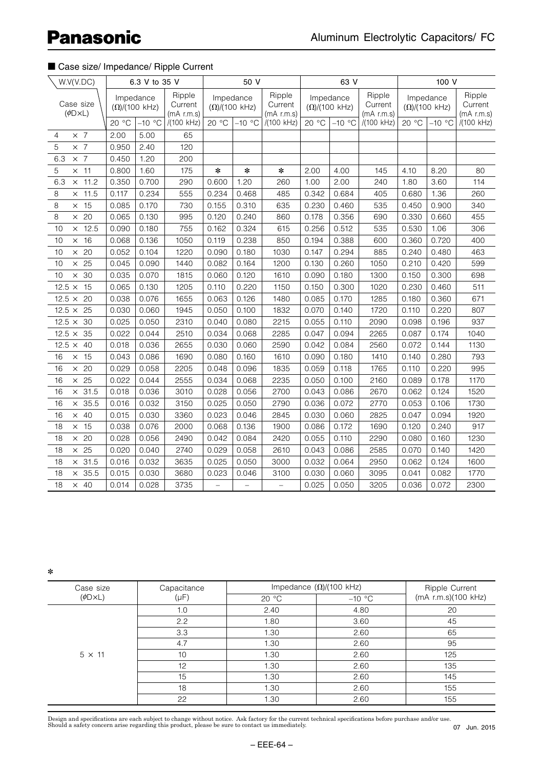## ■ Case size/ Impedance/ Ripple Current

| W.V(V.DC) | 6.3 V to 35 V | | | 50 V | | | 63 V | | | 100 V | | |
|---|---|---|---|---|---|---|---|---|---|---|---|---|
| Case size (ϕD×L) | Impedance (Ω)/(100 kHz) | | Ripple Current (mA r.m.s) /(100 kHz) | Impedance (Ω)/(100 kHz) | | Ripple Current (mA r.m.s) /(100 kHz) | Impedance (Ω)/(100 kHz) | | Ripple Current (mA r.m.s) /(100 kHz) | Impedance (Ω)/(100 kHz) | | Ripple Current (mA r.m.s) /(100 kHz) |
| | 20 °C | −10 °C | | 20 °C | −10 °C | | 20 °C | −10 °C | | 20 °C | −10 °C | |
| 4 × 7 | 2.00 | 5.00 | 65 | | | | | | | | | |
| 5 × 7 | 0.950 | 2.40 | 120 | | | | | | | | | |
| 6.3 × 7 | 0.450 | 1.20 | 200 | | | | | | | | | |
| 5 × 11 | 0.800 | 1.60 | 175 | * | * | * | 2.00 | 4.00 | 145 | 4.10 | 8.20 | 80 |
| 6.3 × 11.2 | 0.350 | 0.700 | 290 | 0.600 | 1.20 | 260 | 1.00 | 2.00 | 240 | 1.80 | 3.60 | 114 |
| 8 × 11.5 | 0.117 | 0.234 | 555 | 0.234 | 0.468 | 485 | 0.342 | 0.684 | 405 | 0.680 | 1.36 | 260 |
| 8 × 15 | 0.085 | 0.170 | 730 | 0.155 | 0.310 | 635 | 0.230 | 0.460 | 535 | 0.450 | 0.900 | 340 |
| 8 × 20 | 0.065 | 0.130 | 995 | 0.120 | 0.240 | 860 | 0.178 | 0.356 | 690 | 0.330 | 0.660 | 455 |
| 10 × 12.5 | 0.090 | 0.180 | 755 | 0.162 | 0.324 | 615 | 0.256 | 0.512 | 535 | 0.530 | 1.06 | 306 |
| 10 × 16 | 0.068 | 0.136 | 1050 | 0.119 | 0.238 | 850 | 0.194 | 0.388 | 600 | 0.360 | 0.720 | 400 |
| 10 × 20 | 0.052 | 0.104 | 1220 | 0.090 | 0.180 | 1030 | 0.147 | 0.294 | 885 | 0.240 | 0.480 | 463 |
| 10 × 25 | 0.045 | 0.090 | 1440 | 0.082 | 0.164 | 1200 | 0.130 | 0.260 | 1050 | 0.210 | 0.420 | 599 |
| 10 × 30 | 0.035 | 0.070 | 1815 | 0.060 | 0.120 | 1610 | 0.090 | 0.180 | 1300 | 0.150 | 0.300 | 698 |
| 12.5 × 15 | 0.065 | 0.130 | 1205 | 0.110 | 0.220 | 1150 | 0.150 | 0.300 | 1020 | 0.230 | 0.460 | 511 |
| 12.5 × 20 | 0.038 | 0.076 | 1655 | 0.063 | 0.126 | 1480 | 0.085 | 0.170 | 1285 | 0.180 | 0.360 | 671 |
| 12.5 × 25 | 0.030 | 0.060 | 1945 | 0.050 | 0.100 | 1832 | 0.070 | 0.140 | 1720 | 0.110 | 0.220 | 807 |
| 12.5 × 30 | 0.025 | 0.050 | 2310 | 0.040 | 0.080 | 2215 | 0.055 | 0.110 | 2090 | 0.098 | 0.196 | 937 |
| 12.5 × 35 | 0.022 | 0.044 | 2510 | 0.034 | 0.068 | 2285 | 0.047 | 0.094 | 2265 | 0.087 | 0.174 | 1040 |
| 12.5 × 40 | 0.018 | 0.036 | 2655 | 0.030 | 0.060 | 2590 | 0.042 | 0.084 | 2560 | 0.072 | 0.144 | 1130 |
| 16 × 15 | 0.043 | 0.086 | 1690 | 0.080 | 0.160 | 1610 | 0.090 | 0.180 | 1410 | 0.140 | 0.280 | 793 |
| 16 × 20 | 0.029 | 0.058 | 2205 | 0.048 | 0.096 | 1835 | 0.059 | 0.118 | 1765 | 0.110 | 0.220 | 995 |
| 16 × 25 | 0.022 | 0.044 | 2555 | 0.034 | 0.068 | 2235 | 0.050 | 0.100 | 2160 | 0.089 | 0.178 | 1170 |
| 16 × 31.5 | 0.018 | 0.036 | 3010 | 0.028 | 0.056 | 2700 | 0.043 | 0.086 | 2670 | 0.062 | 0.124 | 1520 |
| 16 × 35.5 | 0.016 | 0.032 | 3150 | 0.025 | 0.050 | 2790 | 0.036 | 0.072 | 2770 | 0.053 | 0.106 | 1730 |
| 16 × 40 | 0.015 | 0.030 | 3360 | 0.023 | 0.046 | 2845 | 0.030 | 0.060 | 2825 | 0.047 | 0.094 | 1920 |
| 18 × 15 | 0.038 | 0.076 | 2000 | 0.068 | 0.136 | 1900 | 0.086 | 0.172 | 1690 | 0.120 | 0.240 | 917 |
| 18 × 20 | 0.028 | 0.056 | 2490 | 0.042 | 0.084 | 2420 | 0.055 | 0.110 | 2290 | 0.080 | 0.160 | 1230 |
| 18 × 25 | 0.020 | 0.040 | 2740 | 0.029 | 0.058 | 2610 | 0.043 | 0.086 | 2585 | 0.070 | 0.140 | 1420 |
| 18 × 31.5 | 0.016 | 0.032 | 3635 | 0.025 | 0.050 | 3000 | 0.032 | 0.064 | 2950 | 0.062 | 0.124 | 1600 |
| 18 × 35.5 | 0.015 | 0.030 | 3680 | 0.023 | 0.046 | 3100 | 0.030 | 0.060 | 3095 | 0.041 | 0.082 | 1770 |
| 18 × 40 | 0.014 | 0.028 | 3735 | − | − | − | 0.025 | 0.050 | 3205 | 0.036 | 0.072 | 2300 |

*

| Case size (ϕD×L) | Capacitance (μF) | Impedance (Ω)/(100 kHz) | | Ripple Current (mA r.m.s)(100 kHz) |
|---|---|---|---|---|
| | | 20 °C | −10 °C | |
| 5 × 11 | 1.0 | 2.40 | 4.80 | 20 |
| | 2.2 | 1.80 | 3.60 | 45 |
| | 3.3 | 1.30 | 2.60 | 65 |
| | 4.7 | 1.30 | 2.60 | 95 |
| | 10 | 1.30 | 2.60 | 125 |
| | 12 | 1.30 | 2.60 | 135 |
| | 15 | 1.30 | 2.60 | 145 |
| | 18 | 1.30 | 2.60 | 155 |
| | 22 | 1.30 | 2.60 | 155 |

Design and specifications are each subject to change without notice. Ask factory for the current technical specifications before purchase and/or use.
Should a safety concern arise regarding this product, please be sure to contact us immediately.

07 Jun. 2015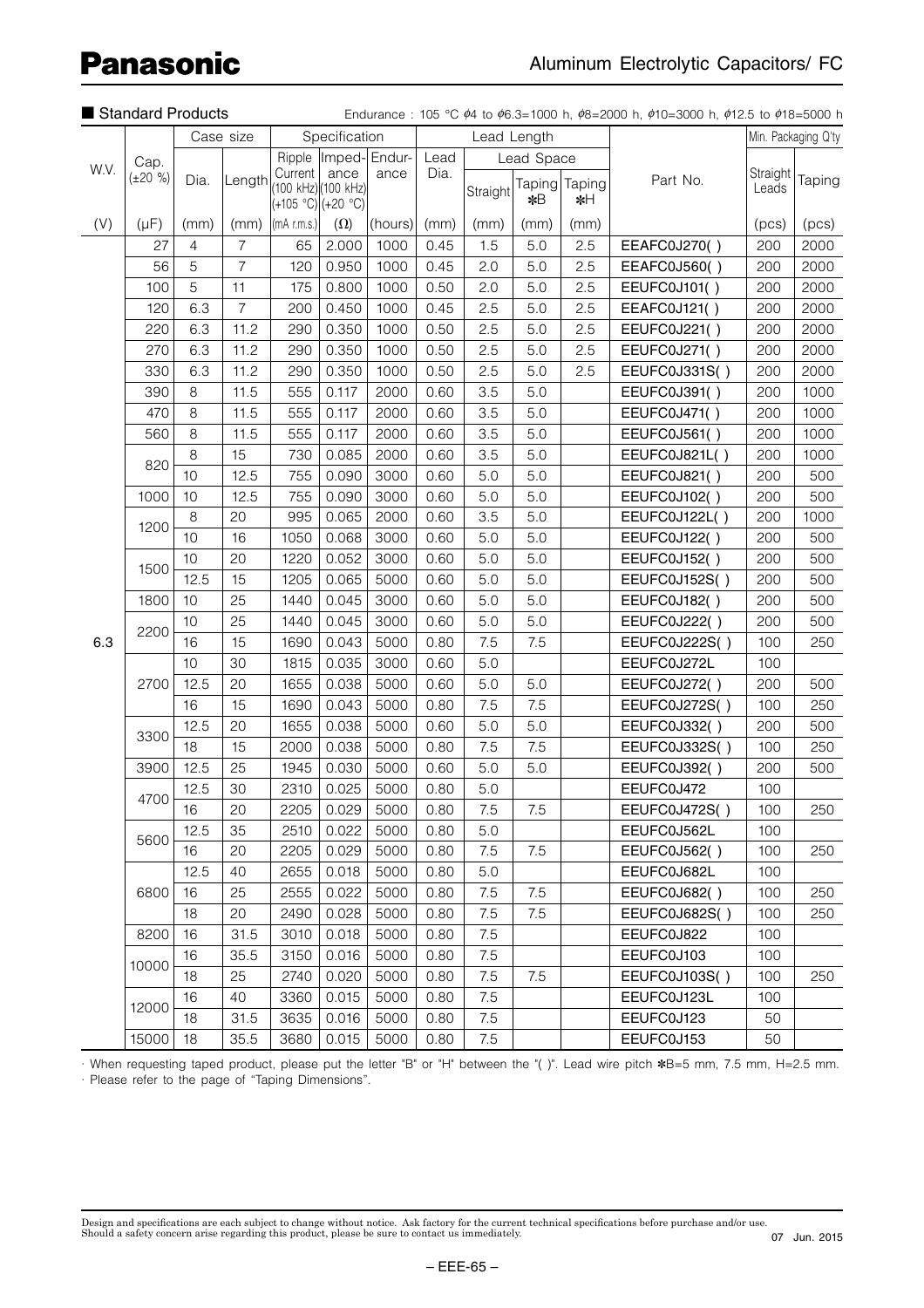## ■ Standard Products

Endurance : 105 °C $\phi$4 to $\phi$6.3=1000 h, $\phi$8=2000 h, $\phi$10=3000 h, $\phi$12.5 to $\phi$18=5000 h

| W.V. | Cap. (±20 %) | Case size | | Specification | | | Lead Length | | | | Part No. | Min. Packaging Q'ty | |
|---|---|---|---|---|---|---|---|---|---|---|---|---|---|
| | | Dia. | Length | Ripple Current (100 kHz) (+105 °C) | Impedance (100 kHz) (+20 °C) | Endurance | Lead Dia. | Lead Space | | | | Straight Leads | Taping |
| | | | | | | | | Straight | Taping *B | Taping *H | | | |
| (V) | (µF) | (mm) | (mm) | (mA r.m.s.) | (Ω) | (hours) | (mm) | (mm) | (mm) | (mm) | | (pcs) | (pcs) |
| 6.3 | 27 | 4 | 7 | 65 | 2.000 | 1000 | 0.45 | 1.5 | 5.0 | 2.5 | EEAFC0J270( ) | 200 | 2000 |
| | 56 | 5 | 7 | 120 | 0.950 | 1000 | 0.45 | 2.0 | 5.0 | 2.5 | EEAFC0J560( ) | 200 | 2000 |
| | 100 | 5 | 11 | 175 | 0.800 | 1000 | 0.50 | 2.0 | 5.0 | 2.5 | EEUFC0J101( ) | 200 | 2000 |
| | 120 | 6.3 | 7 | 200 | 0.450 | 1000 | 0.45 | 2.5 | 5.0 | 2.5 | EEAFC0J121( ) | 200 | 2000 |
| | 220 | 6.3 | 11.2 | 290 | 0.350 | 1000 | 0.50 | 2.5 | 5.0 | 2.5 | EEUFC0J221( ) | 200 | 2000 |
| | 270 | 6.3 | 11.2 | 290 | 0.350 | 1000 | 0.50 | 2.5 | 5.0 | 2.5 | EEUFC0J271( ) | 200 | 2000 |
| | 330 | 6.3 | 11.2 | 290 | 0.350 | 1000 | 0.50 | 2.5 | 5.0 | 2.5 | EEUFC0J331S( ) | 200 | 2000 |
| | 390 | 8 | 11.5 | 555 | 0.117 | 2000 | 0.60 | 3.5 | 5.0 | | EEUFC0J391( ) | 200 | 1000 |
| | 470 | 8 | 11.5 | 555 | 0.117 | 2000 | 0.60 | 3.5 | 5.0 | | EEUFC0J471( ) | 200 | 1000 |
| | 560 | 8 | 11.5 | 555 | 0.117 | 2000 | 0.60 | 3.5 | 5.0 | | EEUFC0J561( ) | 200 | 1000 |
| | 820 | 8 | 15 | 730 | 0.085 | 2000 | 0.60 | 3.5 | 5.0 | | EEUFC0J821L( ) | 200 | 1000 |
| | | 10 | 12.5 | 755 | 0.090 | 3000 | 0.60 | 5.0 | 5.0 | | EEUFC0J821( ) | 200 | 500 |
| | 1000 | 10 | 12.5 | 755 | 0.090 | 3000 | 0.60 | 5.0 | 5.0 | | EEUFC0J102( ) | 200 | 500 |
| | 1200 | 8 | 20 | 995 | 0.065 | 2000 | 0.60 | 3.5 | 5.0 | | EEUFC0J122L( ) | 200 | 1000 |
| | | 10 | 16 | 1050 | 0.068 | 3000 | 0.60 | 5.0 | 5.0 | | EEUFC0J122( ) | 200 | 500 |
| | 1500 | 10 | 20 | 1220 | 0.052 | 3000 | 0.60 | 5.0 | 5.0 | | EEUFC0J152( ) | 200 | 500 |
| | | 12.5 | 15 | 1205 | 0.065 | 5000 | 0.60 | 5.0 | 5.0 | | EEUFC0J152S( ) | 200 | 500 |
| | 1800 | 10 | 25 | 1440 | 0.045 | 3000 | 0.60 | 5.0 | 5.0 | | EEUFC0J182( ) | 200 | 500 |
| | 2200 | 10 | 25 | 1440 | 0.045 | 3000 | 0.60 | 5.0 | 5.0 | | EEUFC0J222( ) | 200 | 500 |
| | | 16 | 15 | 1690 | 0.043 | 5000 | 0.80 | 7.5 | 7.5 | | EEUFC0J222S( ) | 100 | 250 |
| | 2700 | 10 | 30 | 1815 | 0.035 | 3000 | 0.60 | 5.0 | | | EEUFC0J272L | 100 | |
| | | 12.5 | 20 | 1655 | 0.038 | 5000 | 0.60 | 5.0 | 5.0 | | EEUFC0J272( ) | 200 | 500 |
| | | 16 | 15 | 1690 | 0.043 | 5000 | 0.80 | 7.5 | 7.5 | | EEUFC0J272S( ) | 100 | 250 |
| | 3300 | 12.5 | 20 | 1655 | 0.038 | 5000 | 0.60 | 5.0 | 5.0 | | EEUFC0J332( ) | 200 | 500 |
| | | 18 | 15 | 2000 | 0.038 | 5000 | 0.80 | 7.5 | 7.5 | | EEUFC0J332S( ) | 100 | 250 |
| | 3900 | 12.5 | 25 | 1945 | 0.030 | 5000 | 0.60 | 5.0 | 5.0 | | EEUFC0J392( ) | 200 | 500 |
| | 4700 | 12.5 | 30 | 2310 | 0.025 | 5000 | 0.80 | 5.0 | | | EEUFC0J472 | 100 | |
| | | 16 | 20 | 2205 | 0.029 | 5000 | 0.80 | 7.5 | 7.5 | | EEUFC0J472S( ) | 100 | 250 |
| | 5600 | 12.5 | 35 | 2510 | 0.022 | 5000 | 0.80 | 5.0 | | | EEUFC0J562L | 100 | |
| | | 16 | 20 | 2205 | 0.029 | 5000 | 0.80 | 7.5 | 7.5 | | EEUFC0J562( ) | 100 | 250 |
| | 6800 | 12.5 | 40 | 2655 | 0.018 | 5000 | 0.80 | 5.0 | | | EEUFC0J682L | 100 | |
| | | 16 | 25 | 2555 | 0.022 | 5000 | 0.80 | 7.5 | 7.5 | | EEUFC0J682( ) | 100 | 250 |
| | | 18 | 20 | 2490 | 0.028 | 5000 | 0.80 | 7.5 | 7.5 | | EEUFC0J682S( ) | 100 | 250 |
| | 8200 | 16 | 31.5 | 3010 | 0.018 | 5000 | 0.80 | 7.5 | | | EEUFC0J822 | 100 | |
| | 10000 | 16 | 35.5 | 3150 | 0.016 | 5000 | 0.80 | 7.5 | | | EEUFC0J103 | 100 | |
| | | 18 | 25 | 2740 | 0.020 | 5000 | 0.80 | 7.5 | 7.5 | | EEUFC0J103S( ) | 100 | 250 |
| | 12000 | 16 | 40 | 3360 | 0.015 | 5000 | 0.80 | 7.5 | | | EEUFC0J123L | 100 | |
| | | 18 | 31.5 | 3635 | 0.016 | 5000 | 0.80 | 7.5 | | | EEUFC0J123 | 50 | |
| | 15000 | 18 | 35.5 | 3680 | 0.015 | 5000 | 0.80 | 7.5 | | | EEUFC0J153 | 50 | |

· When requesting taped product, please put the letter "B" or "H" between the "( )". Lead wire pitch *B=5 mm, 7.5 mm, H=2.5 mm.
· Please refer to the page of "Taping Dimensions".

Design and specifications are each subject to change without notice. Ask factory for the current technical specifications before purchase and/or use.
Should a safety concern arise regarding this product, please be sure to contact us immediately.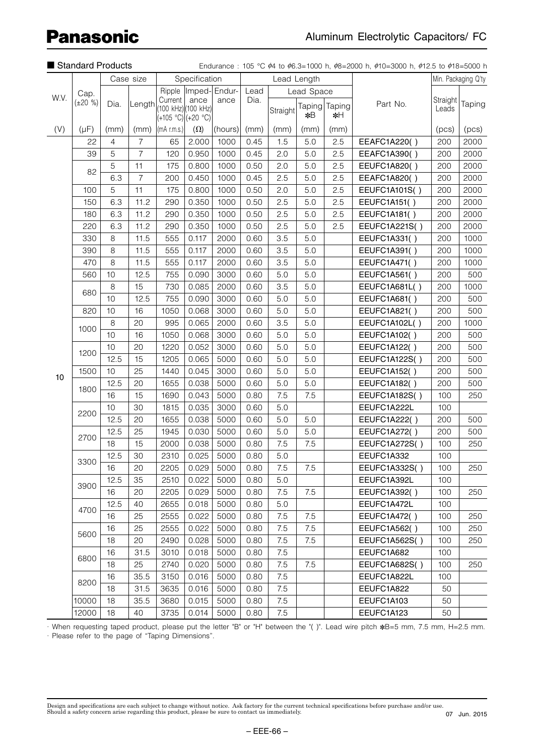## ■ Standard Products

Endurance : 105 °C ϕ4 to ϕ6.3=1000 h, ϕ8=2000 h, ϕ10=3000 h, ϕ12.5 to ϕ18=5000 h

| W.V. | Cap. (±20 %) | Case size | | Specification | | | Lead Length | | | | Part No. | Min. Packaging Q'ty | |
|---|---|---|---|---|---|---|---|---|---|---|---|---|---|
| | | Dia. | Length | Ripple Current (100 kHz) (+105 °C) | Impedance (100 kHz) (+20 °C) | Endurance | Lead Dia. | Lead Space | | | | Straight Leads | Taping |
| | | | | | | | | Straight | Taping ✱B | Taping ✱H | | | |
| (V) | (μF) | (mm) | (mm) | (mA r.m.s.) | (Ω) | (hours) | (mm) | (mm) | (mm) | (mm) | | (pcs) | (pcs) |
| 10 | 22 | 4 | 7 | 65 | 2.000 | 1000 | 0.45 | 1.5 | 5.0 | 2.5 | EEAFC1A220( ) | 200 | 2000 |
| | 39 | 5 | 7 | 120 | 0.950 | 1000 | 0.45 | 2.0 | 5.0 | 2.5 | EEAFC1A390( ) | 200 | 2000 |
| | 82 | 5 | 11 | 175 | 0.800 | 1000 | 0.50 | 2.0 | 5.0 | 2.5 | EEUFC1A820( ) | 200 | 2000 |
| | | 6.3 | 7 | 200 | 0.450 | 1000 | 0.45 | 2.5 | 5.0 | 2.5 | EEAFC1A820( ) | 200 | 2000 |
| | 100 | 5 | 11 | 175 | 0.800 | 1000 | 0.50 | 2.0 | 5.0 | 2.5 | EEUFC1A101S( ) | 200 | 2000 |
| | 150 | 6.3 | 11.2 | 290 | 0.350 | 1000 | 0.50 | 2.5 | 5.0 | 2.5 | EEUFC1A151( ) | 200 | 2000 |
| | 180 | 6.3 | 11.2 | 290 | 0.350 | 1000 | 0.50 | 2.5 | 5.0 | 2.5 | EEUFC1A181( ) | 200 | 2000 |
| | 220 | 6.3 | 11.2 | 290 | 0.350 | 1000 | 0.50 | 2.5 | 5.0 | 2.5 | EEUFC1A221S( ) | 200 | 2000 |
| | 330 | 8 | 11.5 | 555 | 0.117 | 2000 | 0.60 | 3.5 | 5.0 | | EEUFC1A331( ) | 200 | 1000 |
| | 390 | 8 | 11.5 | 555 | 0.117 | 2000 | 0.60 | 3.5 | 5.0 | | EEUFC1A391( ) | 200 | 1000 |
| | 470 | 8 | 11.5 | 555 | 0.117 | 2000 | 0.60 | 3.5 | 5.0 | | EEUFC1A471( ) | 200 | 1000 |
| | 560 | 10 | 12.5 | 755 | 0.090 | 3000 | 0.60 | 5.0 | 5.0 | | EEUFC1A561( ) | 200 | 500 |
| | 680 | 8 | 15 | 730 | 0.085 | 2000 | 0.60 | 3.5 | 5.0 | | EEUFC1A681L( ) | 200 | 1000 |
| | | 10 | 12.5 | 755 | 0.090 | 3000 | 0.60 | 5.0 | 5.0 | | EEUFC1A681( ) | 200 | 500 |
| | 820 | 10 | 16 | 1050 | 0.068 | 3000 | 0.60 | 5.0 | 5.0 | | EEUFC1A821( ) | 200 | 500 |
| | 1000 | 8 | 20 | 995 | 0.065 | 2000 | 0.60 | 3.5 | 5.0 | | EEUFC1A102L( ) | 200 | 1000 |
| | | 10 | 16 | 1050 | 0.068 | 3000 | 0.60 | 5.0 | 5.0 | | EEUFC1A102( ) | 200 | 500 |
| | 1200 | 10 | 20 | 1220 | 0.052 | 3000 | 0.60 | 5.0 | 5.0 | | EEUFC1A122( ) | 200 | 500 |
| | | 12.5 | 15 | 1205 | 0.065 | 5000 | 0.60 | 5.0 | 5.0 | | EEUFC1A122S( ) | 200 | 500 |
| | 1500 | 10 | 25 | 1440 | 0.045 | 3000 | 0.60 | 5.0 | 5.0 | | EEUFC1A152( ) | 200 | 500 |
| | 1800 | 12.5 | 20 | 1655 | 0.038 | 5000 | 0.60 | 5.0 | 5.0 | | EEUFC1A182( ) | 200 | 500 |
| | | 16 | 15 | 1690 | 0.043 | 5000 | 0.80 | 7.5 | 7.5 | | EEUFC1A182S( ) | 100 | 250 |
| | 2200 | 10 | 30 | 1815 | 0.035 | 3000 | 0.60 | 5.0 | | | EEUFC1A222L | 100 | |
| | | 12.5 | 20 | 1655 | 0.038 | 5000 | 0.60 | 5.0 | 5.0 | | EEUFC1A222( ) | 200 | 500 |
| | 2700 | 12.5 | 25 | 1945 | 0.030 | 5000 | 0.60 | 5.0 | 5.0 | | EEUFC1A272( ) | 200 | 500 |
| | | 18 | 15 | 2000 | 0.038 | 5000 | 0.80 | 7.5 | 7.5 | | EEUFC1A272S( ) | 100 | 250 |
| | 3300 | 12.5 | 30 | 2310 | 0.025 | 5000 | 0.80 | 5.0 | | | EEUFC1A332 | 100 | |
| | | 16 | 20 | 2205 | 0.029 | 5000 | 0.80 | 7.5 | 7.5 | | EEUFC1A332S( ) | 100 | 250 |
| | 3900 | 12.5 | 35 | 2510 | 0.022 | 5000 | 0.80 | 5.0 | | | EEUFC1A392L | 100 | |
| | | 16 | 20 | 2205 | 0.029 | 5000 | 0.80 | 7.5 | 7.5 | | EEUFC1A392( ) | 100 | 250 |
| | 4700 | 12.5 | 40 | 2655 | 0.018 | 5000 | 0.80 | 5.0 | | | EEUFC1A472L | 100 | |
| | | 16 | 25 | 2555 | 0.022 | 5000 | 0.80 | 7.5 | 7.5 | | EEUFC1A472( ) | 100 | 250 |
| | 5600 | 16 | 25 | 2555 | 0.022 | 5000 | 0.80 | 7.5 | 7.5 | | EEUFC1A562( ) | 100 | 250 |
| | | 18 | 20 | 2490 | 0.028 | 5000 | 0.80 | 7.5 | 7.5 | | EEUFC1A562S( ) | 100 | 250 |
| | 6800 | 16 | 31.5 | 3010 | 0.018 | 5000 | 0.80 | 7.5 | | | EEUFC1A682 | 100 | |
| | | 18 | 25 | 2740 | 0.020 | 5000 | 0.80 | 7.5 | 7.5 | | EEUFC1A682S( ) | 100 | 250 |
| | 8200 | 16 | 35.5 | 3150 | 0.016 | 5000 | 0.80 | 7.5 | | | EEUFC1A822L | 100 | |
| | | 18 | 31.5 | 3635 | 0.016 | 5000 | 0.80 | 7.5 | | | EEUFC1A822 | 50 | |
| | 10000 | 18 | 35.5 | 3680 | 0.015 | 5000 | 0.80 | 7.5 | | | EEUFC1A103 | 50 | |
| | 12000 | 18 | 40 | 3735 | 0.014 | 5000 | 0.80 | 7.5 | | | EEUFC1A123 | 50 | |

· When requesting taped product, please put the letter "B" or "H" between the "( )". Lead wire pitch ✱B=5 mm, 7.5 mm, H=2.5 mm.
· Please refer to the page of "Taping Dimensions".

Design and specifications are each subject to change without notice. Ask factory for the current technical specifications before purchase and/or use.
Should a safety concern arise regarding this product, please be sure to contact us immediately.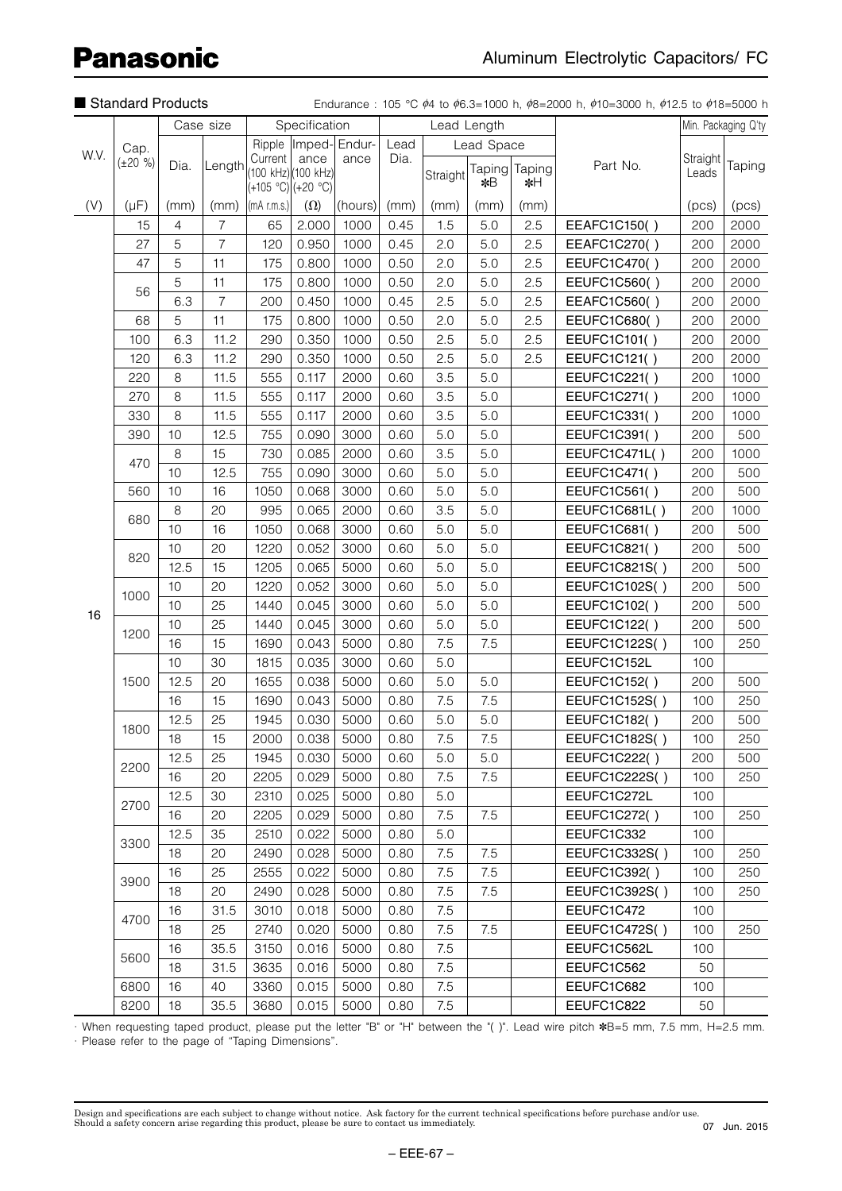## ■ Standard Products

Endurance : 105 °C ϕ4 to ϕ6.3=1000 h, ϕ8=2000 h, ϕ10=3000 h, ϕ12.5 to ϕ18=5000 h

| W.V. | Cap. (±20 %) | Case size | | Specification | | | Lead Length | | | | Part No. | Min. Packaging Q'ty | |
|---|---|---|---|---|---|---|---|---|---|---|---|---|---|
| | | Dia. | Length | Ripple Current (100 kHz) (+105 °C) | Impedance (100 kHz) (+20 °C) | Endurance | Lead Dia. | Lead Space | | | | Straight Leads | Taping |
| | | | | | | | | Straight | Taping ✻B | Taping ✻H | | | |
| (V) | (μF) | (mm) | (mm) | (mA r.m.s.) | (Ω) | (hours) | (mm) | (mm) | (mm) | (mm) | | (pcs) | (pcs) |
| 16 | 15 | 4 | 7 | 65 | 2.000 | 1000 | 0.45 | 1.5 | 5.0 | 2.5 | EEAFC1C150( ) | 200 | 2000 |
| | 27 | 5 | 7 | 120 | 0.950 | 1000 | 0.45 | 2.0 | 5.0 | 2.5 | EEAFC1C270( ) | 200 | 2000 |
| | 47 | 5 | 11 | 175 | 0.800 | 1000 | 0.50 | 2.0 | 5.0 | 2.5 | EEUFC1C470( ) | 200 | 2000 |
| | 56 | 5 | 11 | 175 | 0.800 | 1000 | 0.50 | 2.0 | 5.0 | 2.5 | EEUFC1C560( ) | 200 | 2000 |
| | | 6.3 | 7 | 200 | 0.450 | 1000 | 0.45 | 2.5 | 5.0 | 2.5 | EEAFC1C560( ) | 200 | 2000 |
| | 68 | 5 | 11 | 175 | 0.800 | 1000 | 0.50 | 2.0 | 5.0 | 2.5 | EEUFC1C680( ) | 200 | 2000 |
| | 100 | 6.3 | 11.2 | 290 | 0.350 | 1000 | 0.50 | 2.5 | 5.0 | 2.5 | EEUFC1C101( ) | 200 | 2000 |
| | 120 | 6.3 | 11.2 | 290 | 0.350 | 1000 | 0.50 | 2.5 | 5.0 | 2.5 | EEUFC1C121( ) | 200 | 2000 |
| | 220 | 8 | 11.5 | 555 | 0.117 | 2000 | 0.60 | 3.5 | 5.0 | | EEUFC1C221( ) | 200 | 1000 |
| | 270 | 8 | 11.5 | 555 | 0.117 | 2000 | 0.60 | 3.5 | 5.0 | | EEUFC1C271( ) | 200 | 1000 |
| | 330 | 8 | 11.5 | 555 | 0.117 | 2000 | 0.60 | 3.5 | 5.0 | | EEUFC1C331( ) | 200 | 1000 |
| | 390 | 10 | 12.5 | 755 | 0.090 | 3000 | 0.60 | 5.0 | 5.0 | | EEUFC1C391( ) | 200 | 500 |
| | 470 | 8 | 15 | 730 | 0.085 | 2000 | 0.60 | 3.5 | 5.0 | | EEUFC1C471L( ) | 200 | 1000 |
| | | 10 | 12.5 | 755 | 0.090 | 3000 | 0.60 | 5.0 | 5.0 | | EEUFC1C471( ) | 200 | 500 |
| | 560 | 10 | 16 | 1050 | 0.068 | 3000 | 0.60 | 5.0 | 5.0 | | EEUFC1C561( ) | 200 | 500 |
| | 680 | 8 | 20 | 995 | 0.065 | 2000 | 0.60 | 3.5 | 5.0 | | EEUFC1C681L( ) | 200 | 1000 |
| | | 10 | 16 | 1050 | 0.068 | 3000 | 0.60 | 5.0 | 5.0 | | EEUFC1C681( ) | 200 | 500 |
| | 820 | 10 | 20 | 1220 | 0.052 | 3000 | 0.60 | 5.0 | 5.0 | | EEUFC1C821( ) | 200 | 500 |
| | | 12.5 | 15 | 1205 | 0.065 | 5000 | 0.60 | 5.0 | 5.0 | | EEUFC1C821S( ) | 200 | 500 |
| | 1000 | 10 | 20 | 1220 | 0.052 | 3000 | 0.60 | 5.0 | 5.0 | | EEUFC1C102S( ) | 200 | 500 |
| | | 10 | 25 | 1440 | 0.045 | 3000 | 0.60 | 5.0 | 5.0 | | EEUFC1C102( ) | 200 | 500 |
| | 1200 | 10 | 25 | 1440 | 0.045 | 3000 | 0.60 | 5.0 | 5.0 | | EEUFC1C122( ) | 200 | 500 |
| | | 16 | 15 | 1690 | 0.043 | 5000 | 0.80 | 7.5 | 7.5 | | EEUFC1C122S( ) | 100 | 250 |
| | 1500 | 10 | 30 | 1815 | 0.035 | 3000 | 0.60 | 5.0 | | | EEUFC1C152L | 100 | |
| | | 12.5 | 20 | 1655 | 0.038 | 5000 | 0.60 | 5.0 | 5.0 | | EEUFC1C152( ) | 200 | 500 |
| | | 16 | 15 | 1690 | 0.043 | 5000 | 0.80 | 7.5 | 7.5 | | EEUFC1C152S( ) | 100 | 250 |
| | 1800 | 12.5 | 25 | 1945 | 0.030 | 5000 | 0.60 | 5.0 | 5.0 | | EEUFC1C182( ) | 200 | 500 |
| | | 18 | 15 | 2000 | 0.038 | 5000 | 0.80 | 7.5 | 7.5 | | EEUFC1C182S( ) | 100 | 250 |
| | 2200 | 12.5 | 25 | 1945 | 0.030 | 5000 | 0.60 | 5.0 | 5.0 | | EEUFC1C222( ) | 200 | 500 |
| | | 16 | 20 | 2205 | 0.029 | 5000 | 0.80 | 7.5 | 7.5 | | EEUFC1C222S( ) | 100 | 250 |
| | 2700 | 12.5 | 30 | 2310 | 0.025 | 5000 | 0.80 | 5.0 | | | EEUFC1C272L | 100 | |
| | | 16 | 20 | 2205 | 0.029 | 5000 | 0.80 | 7.5 | 7.5 | | EEUFC1C272( ) | 100 | 250 |
| | 3300 | 12.5 | 35 | 2510 | 0.022 | 5000 | 0.80 | 5.0 | | | EEUFC1C332 | 100 | |
| | | 18 | 20 | 2490 | 0.028 | 5000 | 0.80 | 7.5 | 7.5 | | EEUFC1C332S( ) | 100 | 250 |
| | 3900 | 16 | 25 | 2555 | 0.022 | 5000 | 0.80 | 7.5 | 7.5 | | EEUFC1C392( ) | 100 | 250 |
| | | 18 | 20 | 2490 | 0.028 | 5000 | 0.80 | 7.5 | 7.5 | | EEUFC1C392S( ) | 100 | 250 |
| | 4700 | 16 | 31.5 | 3010 | 0.018 | 5000 | 0.80 | 7.5 | | | EEUFC1C472 | 100 | |
| | | 18 | 25 | 2740 | 0.020 | 5000 | 0.80 | 7.5 | 7.5 | | EEUFC1C472S( ) | 100 | 250 |
| | 5600 | 16 | 35.5 | 3150 | 0.016 | 5000 | 0.80 | 7.5 | | | EEUFC1C562L | 100 | |
| | | 18 | 31.5 | 3635 | 0.016 | 5000 | 0.80 | 7.5 | | | EEUFC1C562 | 50 | |
| | 6800 | 16 | 40 | 3360 | 0.015 | 5000 | 0.80 | 7.5 | | | EEUFC1C682 | 100 | |
| | 8200 | 18 | 35.5 | 3680 | 0.015 | 5000 | 0.80 | 7.5 | | | EEUFC1C822 | 50 | |

· When requesting taped product, please put the letter "B" or "H" between the "( )". Lead wire pitch ✻B=5 mm, 7.5 mm, H=2.5 mm.
· Please refer to the page of "Taping Dimensions".

Design and specifications are each subject to change without notice. Ask factory for the current technical specifications before purchase and/or use.
Should a safety concern arise regarding this product, please be sure to contact us immediately.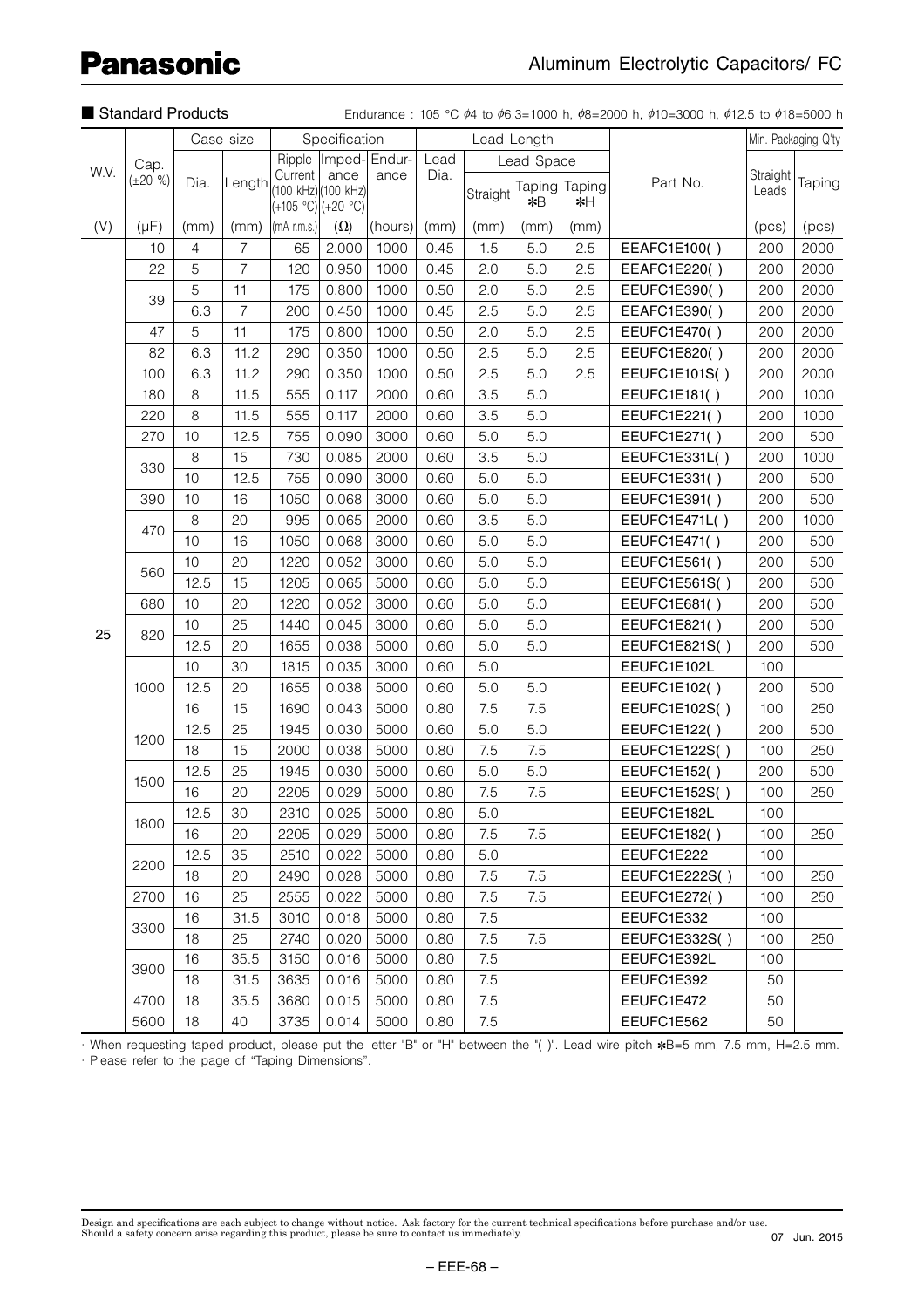# Aluminum Electrolytic Capacitors/ FC

■ Standard Products

Endurance : 105 °C φ4 to φ6.3=1000 h, φ8=2000 h, φ10=3000 h, φ12.5 to φ18=5000 h

| W.V. | Cap. (±20 %) | Case size | | Specification | | | Lead Length | | | | Part No. | Min. Packaging Q'ty | |
|---|---|---|---|---|---|---|---|---|---|---|---|---|---|
| | | Dia. | Length | Ripple Current (100 kHz) (+105 °C) | Impedance (100 kHz) (+20 °C) | Endurance | Lead Dia. | Lead Space | | | | Straight Leads | Taping |
| | | | | | | | | Straight | Taping ✱B | Taping ✱H | | | |
| (V) | (μF) | (mm) | (mm) | (mA r.m.s.) | (Ω) | (hours) | (mm) | (mm) | (mm) | (mm) | | (pcs) | (pcs) |
| 25 | 10 | 4 | 7 | 65 | 2.000 | 1000 | 0.45 | 1.5 | 5.0 | 2.5 | EEAFC1E100( ) | 200 | 2000 |
| | 22 | 5 | 7 | 120 | 0.950 | 1000 | 0.45 | 2.0 | 5.0 | 2.5 | EEAFC1E220( ) | 200 | 2000 |
| | 39 | 5 | 11 | 175 | 0.800 | 1000 | 0.50 | 2.0 | 5.0 | 2.5 | EEUFC1E390( ) | 200 | 2000 |
| | | 6.3 | 7 | 200 | 0.450 | 1000 | 0.45 | 2.5 | 5.0 | 2.5 | EEAFC1E390( ) | 200 | 2000 |
| | 47 | 5 | 11 | 175 | 0.800 | 1000 | 0.50 | 2.0 | 5.0 | 2.5 | EEUFC1E470( ) | 200 | 2000 |
| | 82 | 6.3 | 11.2 | 290 | 0.350 | 1000 | 0.50 | 2.5 | 5.0 | 2.5 | EEUFC1E820( ) | 200 | 2000 |
| | 100 | 6.3 | 11.2 | 290 | 0.350 | 1000 | 0.50 | 2.5 | 5.0 | 2.5 | EEUFC1E101S( ) | 200 | 2000 |
| | 180 | 8 | 11.5 | 555 | 0.117 | 2000 | 0.60 | 3.5 | 5.0 | | EEUFC1E181( ) | 200 | 1000 |
| | 220 | 8 | 11.5 | 555 | 0.117 | 2000 | 0.60 | 3.5 | 5.0 | | EEUFC1E221( ) | 200 | 1000 |
| | 270 | 10 | 12.5 | 755 | 0.090 | 3000 | 0.60 | 5.0 | 5.0 | | EEUFC1E271( ) | 200 | 500 |
| | 330 | 8 | 15 | 730 | 0.085 | 2000 | 0.60 | 3.5 | 5.0 | | EEUFC1E331L( ) | 200 | 1000 |
| | | 10 | 12.5 | 755 | 0.090 | 3000 | 0.60 | 5.0 | 5.0 | | EEUFC1E331( ) | 200 | 500 |
| | 390 | 10 | 16 | 1050 | 0.068 | 3000 | 0.60 | 5.0 | 5.0 | | EEUFC1E391( ) | 200 | 500 |
| | 470 | 8 | 20 | 995 | 0.065 | 2000 | 0.60 | 3.5 | 5.0 | | EEUFC1E471L( ) | 200 | 1000 |
| | | 10 | 16 | 1050 | 0.068 | 3000 | 0.60 | 5.0 | 5.0 | | EEUFC1E471( ) | 200 | 500 |
| | 560 | 10 | 20 | 1220 | 0.052 | 3000 | 0.60 | 5.0 | 5.0 | | EEUFC1E561( ) | 200 | 500 |
| | | 12.5 | 15 | 1205 | 0.065 | 5000 | 0.60 | 5.0 | 5.0 | | EEUFC1E561S( ) | 200 | 500 |
| | 680 | 10 | 20 | 1220 | 0.052 | 3000 | 0.60 | 5.0 | 5.0 | | EEUFC1E681( ) | 200 | 500 |
| | 820 | 10 | 25 | 1440 | 0.045 | 3000 | 0.60 | 5.0 | 5.0 | | EEUFC1E821( ) | 200 | 500 |
| | | 12.5 | 20 | 1655 | 0.038 | 5000 | 0.60 | 5.0 | 5.0 | | EEUFC1E821S( ) | 200 | 500 |
| | 1000 | 10 | 30 | 1815 | 0.035 | 3000 | 0.60 | 5.0 | | | EEUFC1E102L | 100 | |
| | | 12.5 | 20 | 1655 | 0.038 | 5000 | 0.60 | 5.0 | 5.0 | | EEUFC1E102( ) | 200 | 500 |
| | | 16 | 15 | 1690 | 0.043 | 5000 | 0.80 | 7.5 | 7.5 | | EEUFC1E102S( ) | 100 | 250 |
| | 1200 | 12.5 | 25 | 1945 | 0.030 | 5000 | 0.60 | 5.0 | 5.0 | | EEUFC1E122( ) | 200 | 500 |
| | | 18 | 15 | 2000 | 0.038 | 5000 | 0.80 | 7.5 | 7.5 | | EEUFC1E122S( ) | 100 | 250 |
| | 1500 | 12.5 | 25 | 1945 | 0.030 | 5000 | 0.60 | 5.0 | 5.0 | | EEUFC1E152( ) | 200 | 500 |
| | | 16 | 20 | 2205 | 0.029 | 5000 | 0.80 | 7.5 | 7.5 | | EEUFC1E152S( ) | 100 | 250 |
| | 1800 | 12.5 | 30 | 2310 | 0.025 | 5000 | 0.80 | 5.0 | | | EEUFC1E182L | 100 | |
| | | 16 | 20 | 2205 | 0.029 | 5000 | 0.80 | 7.5 | 7.5 | | EEUFC1E182( ) | 100 | 250 |
| | 2200 | 12.5 | 35 | 2510 | 0.022 | 5000 | 0.80 | 5.0 | | | EEUFC1E222 | 100 | |
| | | 18 | 20 | 2490 | 0.028 | 5000 | 0.80 | 7.5 | 7.5 | | EEUFC1E222S( ) | 100 | 250 |
| | 2700 | 16 | 25 | 2555 | 0.022 | 5000 | 0.80 | 7.5 | 7.5 | | EEUFC1E272( ) | 100 | 250 |
| | 3300 | 16 | 31.5 | 3010 | 0.018 | 5000 | 0.80 | 7.5 | | | EEUFC1E332 | 100 | |
| | | 18 | 25 | 2740 | 0.020 | 5000 | 0.80 | 7.5 | 7.5 | | EEUFC1E332S( ) | 100 | 250 |
| | 3900 | 16 | 35.5 | 3150 | 0.016 | 5000 | 0.80 | 7.5 | | | EEUFC1E392L | 100 | |
| | | 18 | 31.5 | 3635 | 0.016 | 5000 | 0.80 | 7.5 | | | EEUFC1E392 | 50 | |
| | 4700 | 18 | 35.5 | 3680 | 0.015 | 5000 | 0.80 | 7.5 | | | EEUFC1E472 | 50 | |
| | 5600 | 18 | 40 | 3735 | 0.014 | 5000 | 0.80 | 7.5 | | | EEUFC1E562 | 50 | |

· When requesting taped product, please put the letter "B" or "H" between the "( )". Lead wire pitch ✱B=5 mm, 7.5 mm, H=2.5 mm.
· Please refer to the page of "Taping Dimensions".

Design and specifications are each subject to change without notice. Ask factory for the current technical specifications before purchase and/or use.
Should a safety concern arise regarding this product, please be sure to contact us immediately.

07 Jun. 2015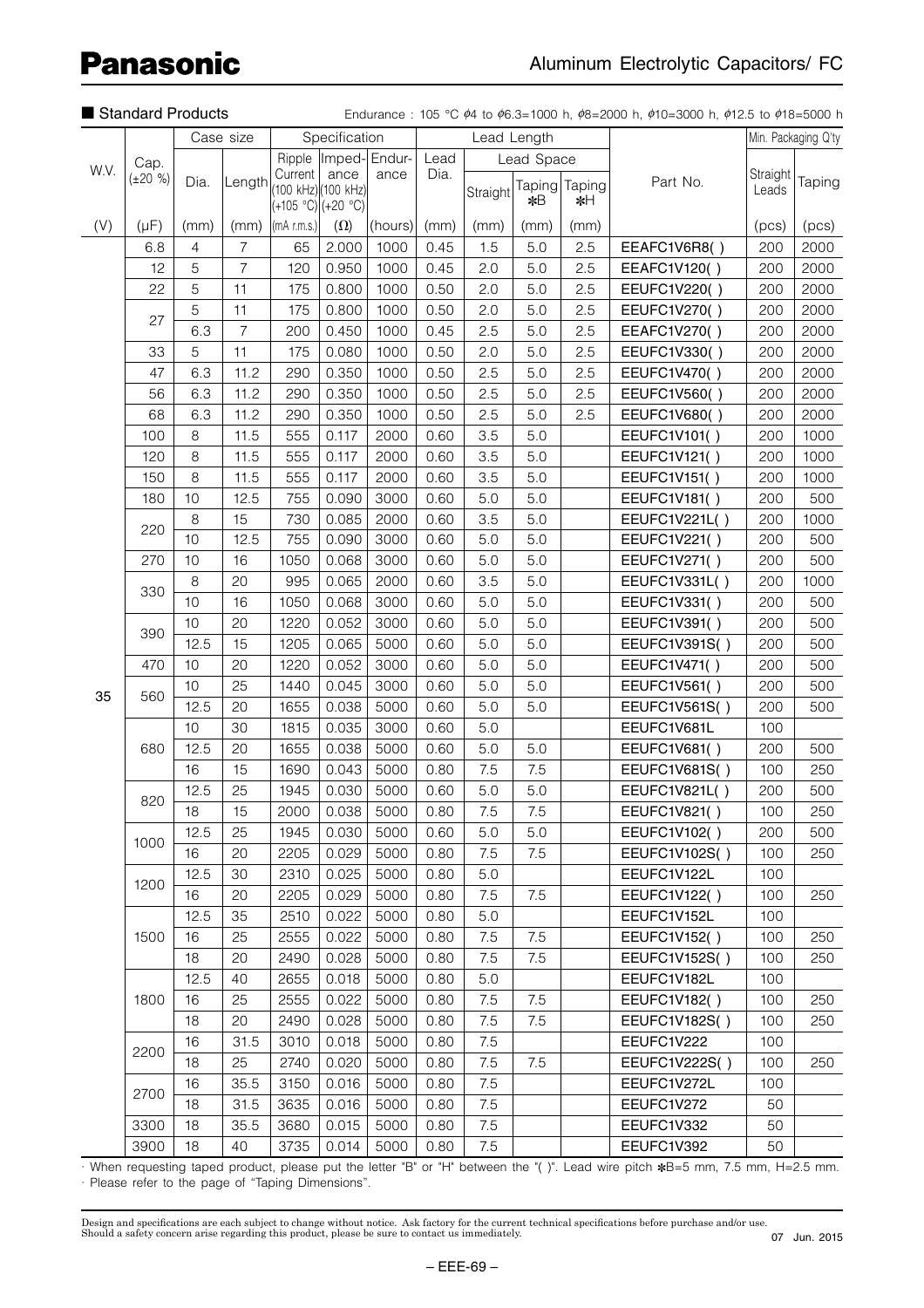■ Standard Products

Endurance : 105 °C ϕ4 to ϕ6.3=1000 h, ϕ8=2000 h, ϕ10=3000 h, ϕ12.5 to ϕ18=5000 h

| W.V. | Cap. (±20 %) | Case size | | Specification | | | Lead Length | | | | Part No. | Min. Packaging Q'ty | |
|---|---|---|---|---|---|---|---|---|---|---|---|---|---|
| | | Dia. | Length | Ripple Current (100 kHz) (+105 °C) | Impedance (100 kHz) (+20 °C) | Endurance | Lead Dia. | Lead Space | | | | Straight Leads | Taping |
| | | | | | | | | Straight | Taping ✱B | Taping ✱H | | | |
| (V) | (µF) | (mm) | (mm) | (mA r.m.s.) | (Ω) | (hours) | (mm) | (mm) | (mm) | (mm) | | (pcs) | (pcs) |
| 35 | 6.8 | 4 | 7 | 65 | 2.000 | 1000 | 0.45 | 1.5 | 5.0 | 2.5 | EEAFC1V6R8( ) | 200 | 2000 |
| | 12 | 5 | 7 | 120 | 0.950 | 1000 | 0.45 | 2.0 | 5.0 | 2.5 | EEAFC1V120( ) | 200 | 2000 |
| | 22 | 5 | 11 | 175 | 0.800 | 1000 | 0.50 | 2.0 | 5.0 | 2.5 | EEUFC1V220( ) | 200 | 2000 |
| | 27 | 5 | 11 | 175 | 0.800 | 1000 | 0.50 | 2.0 | 5.0 | 2.5 | EEUFC1V270( ) | 200 | 2000 |
| | | 6.3 | 7 | 200 | 0.450 | 1000 | 0.45 | 2.5 | 5.0 | 2.5 | EEAFC1V270( ) | 200 | 2000 |
| | 33 | 5 | 11 | 175 | 0.080 | 1000 | 0.50 | 2.0 | 5.0 | 2.5 | EEUFC1V330( ) | 200 | 2000 |
| | 47 | 6.3 | 11.2 | 290 | 0.350 | 1000 | 0.50 | 2.5 | 5.0 | 2.5 | EEUFC1V470( ) | 200 | 2000 |
| | 56 | 6.3 | 11.2 | 290 | 0.350 | 1000 | 0.50 | 2.5 | 5.0 | 2.5 | EEUFC1V560( ) | 200 | 2000 |
| | 68 | 6.3 | 11.2 | 290 | 0.350 | 1000 | 0.50 | 2.5 | 5.0 | 2.5 | EEUFC1V680( ) | 200 | 2000 |
| | 100 | 8 | 11.5 | 555 | 0.117 | 2000 | 0.60 | 3.5 | 5.0 | | EEUFC1V101( ) | 200 | 1000 |
| | 120 | 8 | 11.5 | 555 | 0.117 | 2000 | 0.60 | 3.5 | 5.0 | | EEUFC1V121( ) | 200 | 1000 |
| | 150 | 8 | 11.5 | 555 | 0.117 | 2000 | 0.60 | 3.5 | 5.0 | | EEUFC1V151( ) | 200 | 1000 |
| | 180 | 10 | 12.5 | 755 | 0.090 | 3000 | 0.60 | 5.0 | 5.0 | | EEUFC1V181( ) | 200 | 500 |
| | 220 | 8 | 15 | 730 | 0.085 | 2000 | 0.60 | 3.5 | 5.0 | | EEUFC1V221L( ) | 200 | 1000 |
| | | 10 | 12.5 | 755 | 0.090 | 3000 | 0.60 | 5.0 | 5.0 | | EEUFC1V221( ) | 200 | 500 |
| | 270 | 10 | 16 | 1050 | 0.068 | 3000 | 0.60 | 5.0 | 5.0 | | EEUFC1V271( ) | 200 | 500 |
| | 330 | 8 | 20 | 995 | 0.065 | 2000 | 0.60 | 3.5 | 5.0 | | EEUFC1V331L( ) | 200 | 1000 |
| | | 10 | 16 | 1050 | 0.068 | 3000 | 0.60 | 5.0 | 5.0 | | EEUFC1V331( ) | 200 | 500 |
| | 390 | 10 | 20 | 1220 | 0.052 | 3000 | 0.60 | 5.0 | 5.0 | | EEUFC1V391( ) | 200 | 500 |
| | | 12.5 | 15 | 1205 | 0.065 | 5000 | 0.60 | 5.0 | 5.0 | | EEUFC1V391S( ) | 200 | 500 |
| | 470 | 10 | 20 | 1220 | 0.052 | 3000 | 0.60 | 5.0 | 5.0 | | EEUFC1V471( ) | 200 | 500 |
| | 560 | 10 | 25 | 1440 | 0.045 | 3000 | 0.60 | 5.0 | 5.0 | | EEUFC1V561( ) | 200 | 500 |
| | | 12.5 | 20 | 1655 | 0.038 | 5000 | 0.60 | 5.0 | 5.0 | | EEUFC1V561S( ) | 200 | 500 |
| | 680 | 10 | 30 | 1815 | 0.035 | 3000 | 0.60 | 5.0 | | | EEUFC1V681L | 100 | |
| | | 12.5 | 20 | 1655 | 0.038 | 5000 | 0.60 | 5.0 | 5.0 | | EEUFC1V681( ) | 200 | 500 |
| | | 16 | 15 | 1690 | 0.043 | 5000 | 0.80 | 7.5 | 7.5 | | EEUFC1V681S( ) | 100 | 250 |
| | 820 | 12.5 | 25 | 1945 | 0.030 | 5000 | 0.60 | 5.0 | 5.0 | | EEUFC1V821L( ) | 200 | 500 |
| | | 18 | 15 | 2000 | 0.038 | 5000 | 0.80 | 7.5 | 7.5 | | EEUFC1V821( ) | 100 | 250 |
| | 1000 | 12.5 | 25 | 1945 | 0.030 | 5000 | 0.60 | 5.0 | 5.0 | | EEUFC1V102( ) | 200 | 500 |
| | | 16 | 20 | 2205 | 0.029 | 5000 | 0.80 | 7.5 | 7.5 | | EEUFC1V102S( ) | 100 | 250 |
| | 1200 | 12.5 | 30 | 2310 | 0.025 | 5000 | 0.80 | 5.0 | | | EEUFC1V122L | 100 | |
| | | 16 | 20 | 2205 | 0.029 | 5000 | 0.80 | 7.5 | 7.5 | | EEUFC1V122( ) | 100 | 250 |
| | 1500 | 12.5 | 35 | 2510 | 0.022 | 5000 | 0.80 | 5.0 | | | EEUFC1V152L | 100 | |
| | | 16 | 25 | 2555 | 0.022 | 5000 | 0.80 | 7.5 | 7.5 | | EEUFC1V152( ) | 100 | 250 |
| | | 18 | 20 | 2490 | 0.028 | 5000 | 0.80 | 7.5 | 7.5 | | EEUFC1V152S( ) | 100 | 250 |
| | 1800 | 12.5 | 40 | 2655 | 0.018 | 5000 | 0.80 | 5.0 | | | EEUFC1V182L | 100 | |
| | | 16 | 25 | 2555 | 0.022 | 5000 | 0.80 | 7.5 | 7.5 | | EEUFC1V182( ) | 100 | 250 |
| | | 18 | 20 | 2490 | 0.028 | 5000 | 0.80 | 7.5 | 7.5 | | EEUFC1V182S( ) | 100 | 250 |
| | 2200 | 16 | 31.5 | 3010 | 0.018 | 5000 | 0.80 | 7.5 | | | EEUFC1V222 | 100 | |
| | | 18 | 25 | 2740 | 0.020 | 5000 | 0.80 | 7.5 | 7.5 | | EEUFC1V222S( ) | 100 | 250 |
| | 2700 | 16 | 35.5 | 3150 | 0.016 | 5000 | 0.80 | 7.5 | | | EEUFC1V272L | 100 | |
| | | 18 | 31.5 | 3635 | 0.016 | 5000 | 0.80 | 7.5 | | | EEUFC1V272 | 50 | |
| | 3300 | 18 | 35.5 | 3680 | 0.015 | 5000 | 0.80 | 7.5 | | | EEUFC1V332 | 50 | |
| | 3900 | 18 | 40 | 3735 | 0.014 | 5000 | 0.80 | 7.5 | | | EEUFC1V392 | 50 | |

· When requesting taped product, please put the letter "B" or "H" between the "( )". Lead wire pitch ✱B=5 mm, 7.5 mm, H=2.5 mm.
· Please refer to the page of "Taping Dimensions".

Design and specifications are each subject to change without notice. Ask factory for the current technical specifications before purchase and/or use.
Should a safety concern arise regarding this product, please be sure to contact us immediately.

07 Jun. 2015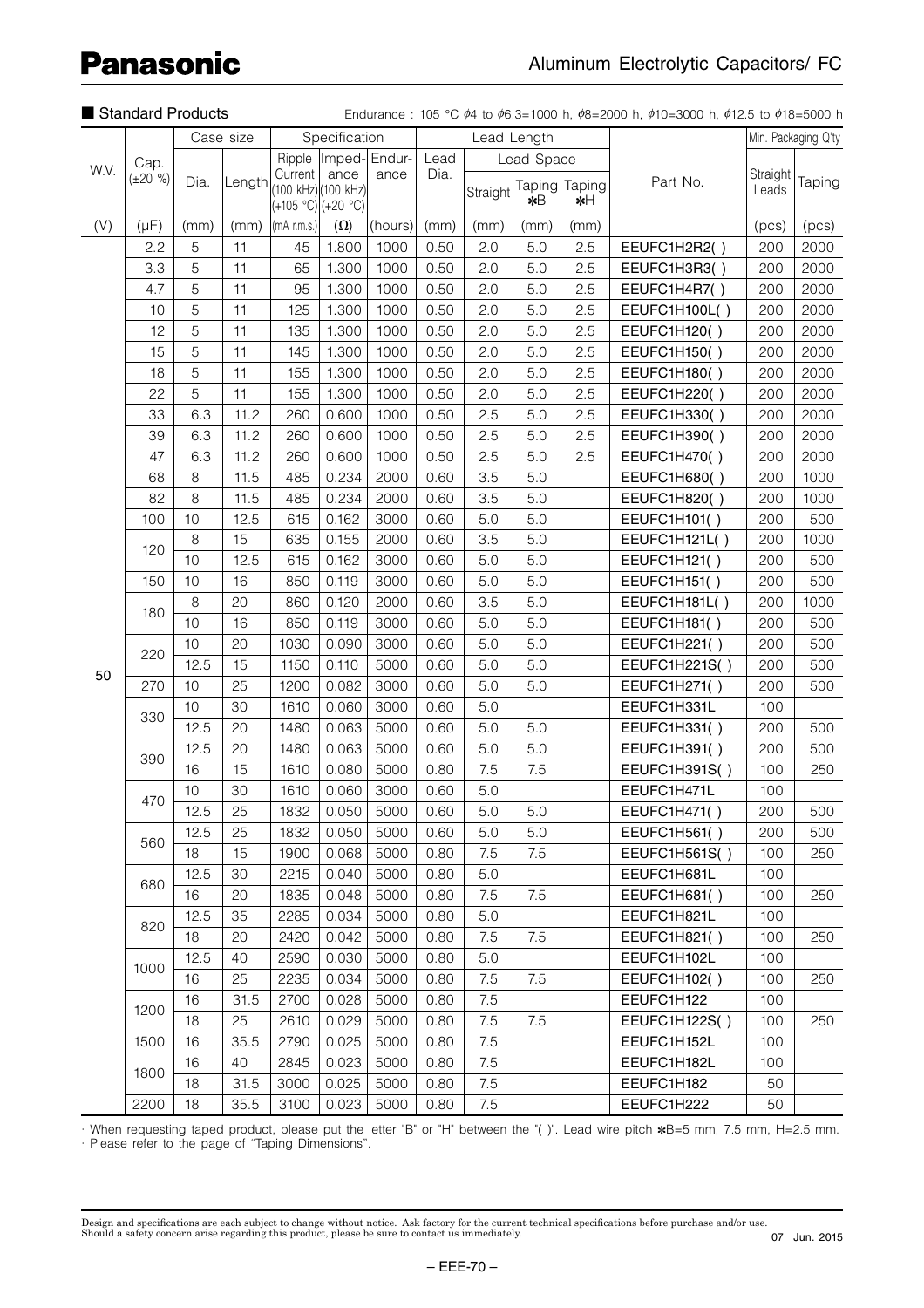# Panasonic

## Aluminum Electrolytic Capacitors/ FC

■ Standard Products

Endurance : 105 °C ϕ4 to ϕ6.3=1000 h, ϕ8=2000 h, ϕ10=3000 h, ϕ12.5 to ϕ18=5000 h

| W.V. | Cap. (±20 %) | Case size | | Specification | | | Lead Length | | | | Part No. | Min. Packaging Q'ty | |
|---|---|---|---|---|---|---|---|---|---|---|---|---|---|
| | | Dia. | Length | Ripple Current (100 kHz) (+105 °C) | Impedance (100 kHz) (+20 °C) | Endurance | Lead Dia. | Lead Space | | | | Straight Leads | Taping |
| | | | | | | | | Straight | Taping *B | Taping *H | | | |
| (V) | (µF) | (mm) | (mm) | (mA r.m.s.) | (Ω) | (hours) | (mm) | (mm) | (mm) | (mm) | | (pcs) | (pcs) |
| 50 | 2.2 | 5 | 11 | 45 | 1.800 | 1000 | 0.50 | 2.0 | 5.0 | 2.5 | EEUFC1H2R2( ) | 200 | 2000 |
| | 3.3 | 5 | 11 | 65 | 1.300 | 1000 | 0.50 | 2.0 | 5.0 | 2.5 | EEUFC1H3R3( ) | 200 | 2000 |
| | 4.7 | 5 | 11 | 95 | 1.300 | 1000 | 0.50 | 2.0 | 5.0 | 2.5 | EEUFC1H4R7( ) | 200 | 2000 |
| | 10 | 5 | 11 | 125 | 1.300 | 1000 | 0.50 | 2.0 | 5.0 | 2.5 | EEUFC1H100L( ) | 200 | 2000 |
| | 12 | 5 | 11 | 135 | 1.300 | 1000 | 0.50 | 2.0 | 5.0 | 2.5 | EEUFC1H120( ) | 200 | 2000 |
| | 15 | 5 | 11 | 145 | 1.300 | 1000 | 0.50 | 2.0 | 5.0 | 2.5 | EEUFC1H150( ) | 200 | 2000 |
| | 18 | 5 | 11 | 155 | 1.300 | 1000 | 0.50 | 2.0 | 5.0 | 2.5 | EEUFC1H180( ) | 200 | 2000 |
| | 22 | 5 | 11 | 155 | 1.300 | 1000 | 0.50 | 2.0 | 5.0 | 2.5 | EEUFC1H220( ) | 200 | 2000 |
| | 33 | 6.3 | 11.2 | 260 | 0.600 | 1000 | 0.50 | 2.5 | 5.0 | 2.5 | EEUFC1H330( ) | 200 | 2000 |
| | 39 | 6.3 | 11.2 | 260 | 0.600 | 1000 | 0.50 | 2.5 | 5.0 | 2.5 | EEUFC1H390( ) | 200 | 2000 |
| | 47 | 6.3 | 11.2 | 260 | 0.600 | 1000 | 0.50 | 2.5 | 5.0 | 2.5 | EEUFC1H470( ) | 200 | 2000 |
| | 68 | 8 | 11.5 | 485 | 0.234 | 2000 | 0.60 | 3.5 | 5.0 | | EEUFC1H680( ) | 200 | 1000 |
| | 82 | 8 | 11.5 | 485 | 0.234 | 2000 | 0.60 | 3.5 | 5.0 | | EEUFC1H820( ) | 200 | 1000 |
| | 100 | 10 | 12.5 | 615 | 0.162 | 3000 | 0.60 | 5.0 | 5.0 | | EEUFC1H101( ) | 200 | 500 |
| | 120 | 8 | 15 | 635 | 0.155 | 2000 | 0.60 | 3.5 | 5.0 | | EEUFC1H121L( ) | 200 | 1000 |
| | | 10 | 12.5 | 615 | 0.162 | 3000 | 0.60 | 5.0 | 5.0 | | EEUFC1H121( ) | 200 | 500 |
| | 150 | 10 | 16 | 850 | 0.119 | 3000 | 0.60 | 5.0 | 5.0 | | EEUFC1H151( ) | 200 | 500 |
| | 180 | 8 | 20 | 860 | 0.120 | 2000 | 0.60 | 3.5 | 5.0 | | EEUFC1H181L( ) | 200 | 1000 |
| | | 10 | 16 | 850 | 0.119 | 3000 | 0.60 | 5.0 | 5.0 | | EEUFC1H181( ) | 200 | 500 |
| | 220 | 10 | 20 | 1030 | 0.090 | 3000 | 0.60 | 5.0 | 5.0 | | EEUFC1H221( ) | 200 | 500 |
| | | 12.5 | 15 | 1150 | 0.110 | 5000 | 0.60 | 5.0 | 5.0 | | EEUFC1H221S( ) | 200 | 500 |
| | 270 | 10 | 25 | 1200 | 0.082 | 3000 | 0.60 | 5.0 | 5.0 | | EEUFC1H271( ) | 200 | 500 |
| | 330 | 10 | 30 | 1610 | 0.060 | 3000 | 0.60 | 5.0 | | | EEUFC1H331L | 100 | |
| | | 12.5 | 20 | 1480 | 0.063 | 5000 | 0.60 | 5.0 | 5.0 | | EEUFC1H331( ) | 200 | 500 |
| | 390 | 12.5 | 20 | 1480 | 0.063 | 5000 | 0.60 | 5.0 | 5.0 | | EEUFC1H391( ) | 200 | 500 |
| | | 16 | 15 | 1610 | 0.080 | 5000 | 0.80 | 7.5 | 7.5 | | EEUFC1H391S( ) | 100 | 250 |
| | 470 | 10 | 30 | 1610 | 0.060 | 3000 | 0.60 | 5.0 | | | EEUFC1H471L | 100 | |
| | | 12.5 | 25 | 1832 | 0.050 | 5000 | 0.60 | 5.0 | 5.0 | | EEUFC1H471( ) | 200 | 500 |
| | 560 | 12.5 | 25 | 1832 | 0.050 | 5000 | 0.60 | 5.0 | 5.0 | | EEUFC1H561( ) | 200 | 500 |
| | | 18 | 15 | 1900 | 0.068 | 5000 | 0.80 | 7.5 | 7.5 | | EEUFC1H561S( ) | 100 | 250 |
| | 680 | 12.5 | 30 | 2215 | 0.040 | 5000 | 0.80 | 5.0 | | | EEUFC1H681L | 100 | |
| | | 16 | 20 | 1835 | 0.048 | 5000 | 0.80 | 7.5 | 7.5 | | EEUFC1H681( ) | 100 | 250 |
| | 820 | 12.5 | 35 | 2285 | 0.034 | 5000 | 0.80 | 5.0 | | | EEUFC1H821L | 100 | |
| | | 18 | 20 | 2420 | 0.042 | 5000 | 0.80 | 7.5 | 7.5 | | EEUFC1H821( ) | 100 | 250 |
| | 1000 | 12.5 | 40 | 2590 | 0.030 | 5000 | 0.80 | 5.0 | | | EEUFC1H102L | 100 | |
| | | 16 | 25 | 2235 | 0.034 | 5000 | 0.80 | 7.5 | 7.5 | | EEUFC1H102( ) | 100 | 250 |
| | 1200 | 16 | 31.5 | 2700 | 0.028 | 5000 | 0.80 | 7.5 | | | EEUFC1H122 | 100 | |
| | | 18 | 25 | 2610 | 0.029 | 5000 | 0.80 | 7.5 | 7.5 | | EEUFC1H122S( ) | 100 | 250 |
| | 1500 | 16 | 35.5 | 2790 | 0.025 | 5000 | 0.80 | 7.5 | | | EEUFC1H152L | 100 | |
| | 1800 | 16 | 40 | 2845 | 0.023 | 5000 | 0.80 | 7.5 | | | EEUFC1H182L | 100 | |
| | | 18 | 31.5 | 3000 | 0.025 | 5000 | 0.80 | 7.5 | | | EEUFC1H182 | 50 | |
| | 2200 | 18 | 35.5 | 3100 | 0.023 | 5000 | 0.80 | 7.5 | | | EEUFC1H222 | 50 | |

· When requesting taped product, please put the letter "B" or "H" between the "( )". Lead wire pitch *B=5 mm, 7.5 mm, H=2.5 mm.
· Please refer to the page of "Taping Dimensions".

Design and specifications are each subject to change without notice. Ask factory for the current technical specifications before purchase and/or use.
Should a safety concern arise regarding this product, please be sure to contact us immediately.

07 Jun. 2015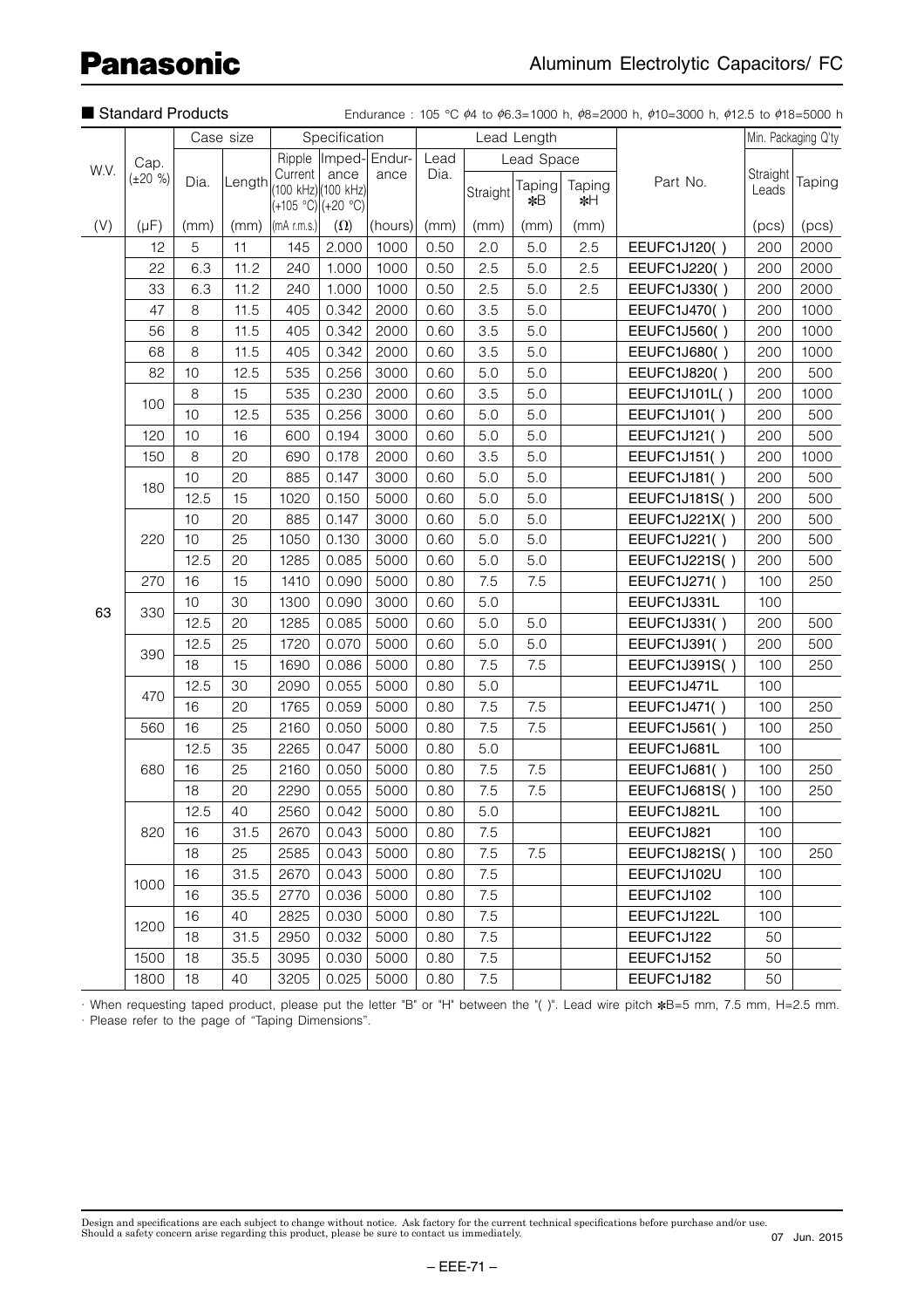■ Standard Products

Endurance : 105 °C ϕ4 to ϕ6.3=1000 h, ϕ8=2000 h, ϕ10=3000 h, ϕ12.5 to ϕ18=5000 h

| W.V. | Cap. (±20 %) | Case size | | Specification | | | Lead Length | | | | Part No. | Min. Packaging Q'ty | |
|---|---|---|---|---|---|---|---|---|---|---|---|---|---|
| | | Dia. | Length | Ripple Current (100 kHz) (+105 °C) | Impedance (100 kHz) (+20 °C) | Endurance | Lead Dia. | Lead Space | | | | Straight Leads | Taping |
| | | | | | | | | Straight | Taping *B | Taping *H | | | |
| (V) | (μF) | (mm) | (mm) | (mA r.m.s.) | (Ω) | (hours) | (mm) | (mm) | (mm) | (mm) | | (pcs) | (pcs) |
| 63 | 12 | 5 | 11 | 145 | 2.000 | 1000 | 0.50 | 2.0 | 5.0 | 2.5 | EEUFC1J120( ) | 200 | 2000 |
| | 22 | 6.3 | 11.2 | 240 | 1.000 | 1000 | 0.50 | 2.5 | 5.0 | 2.5 | EEUFC1J220( ) | 200 | 2000 |
| | 33 | 6.3 | 11.2 | 240 | 1.000 | 1000 | 0.50 | 2.5 | 5.0 | 2.5 | EEUFC1J330( ) | 200 | 2000 |
| | 47 | 8 | 11.5 | 405 | 0.342 | 2000 | 0.60 | 3.5 | 5.0 | | EEUFC1J470( ) | 200 | 1000 |
| | 56 | 8 | 11.5 | 405 | 0.342 | 2000 | 0.60 | 3.5 | 5.0 | | EEUFC1J560( ) | 200 | 1000 |
| | 68 | 8 | 11.5 | 405 | 0.342 | 2000 | 0.60 | 3.5 | 5.0 | | EEUFC1J680( ) | 200 | 1000 |
| | 82 | 10 | 12.5 | 535 | 0.256 | 3000 | 0.60 | 5.0 | 5.0 | | EEUFC1J820( ) | 200 | 500 |
| | 100 | 8 | 15 | 535 | 0.230 | 2000 | 0.60 | 3.5 | 5.0 | | EEUFC1J101L( ) | 200 | 1000 |
| | | 10 | 12.5 | 535 | 0.256 | 3000 | 0.60 | 5.0 | 5.0 | | EEUFC1J101( ) | 200 | 500 |
| | 120 | 10 | 16 | 600 | 0.194 | 3000 | 0.60 | 5.0 | 5.0 | | EEUFC1J121( ) | 200 | 500 |
| | 150 | 8 | 20 | 690 | 0.178 | 2000 | 0.60 | 3.5 | 5.0 | | EEUFC1J151( ) | 200 | 1000 |
| | 180 | 10 | 20 | 885 | 0.147 | 3000 | 0.60 | 5.0 | 5.0 | | EEUFC1J181( ) | 200 | 500 |
| | | 12.5 | 15 | 1020 | 0.150 | 5000 | 0.60 | 5.0 | 5.0 | | EEUFC1J181S( ) | 200 | 500 |
| | 220 | 10 | 20 | 885 | 0.147 | 3000 | 0.60 | 5.0 | 5.0 | | EEUFC1J221X( ) | 200 | 500 |
| | | 10 | 25 | 1050 | 0.130 | 3000 | 0.60 | 5.0 | 5.0 | | EEUFC1J221( ) | 200 | 500 |
| | | 12.5 | 20 | 1285 | 0.085 | 5000 | 0.60 | 5.0 | 5.0 | | EEUFC1J221S( ) | 200 | 500 |
| | 270 | 16 | 15 | 1410 | 0.090 | 5000 | 0.80 | 7.5 | 7.5 | | EEUFC1J271( ) | 100 | 250 |
| | 330 | 10 | 30 | 1300 | 0.090 | 3000 | 0.60 | 5.0 | | | EEUFC1J331L | 100 | |
| | | 12.5 | 20 | 1285 | 0.085 | 5000 | 0.60 | 5.0 | 5.0 | | EEUFC1J331( ) | 200 | 500 |
| | 390 | 12.5 | 25 | 1720 | 0.070 | 5000 | 0.60 | 5.0 | 5.0 | | EEUFC1J391( ) | 200 | 500 |
| | | 18 | 15 | 1690 | 0.086 | 5000 | 0.80 | 7.5 | 7.5 | | EEUFC1J391S( ) | 100 | 250 |
| | 470 | 12.5 | 30 | 2090 | 0.055 | 5000 | 0.80 | 5.0 | | | EEUFC1J471L | 100 | |
| | | 16 | 20 | 1765 | 0.059 | 5000 | 0.80 | 7.5 | 7.5 | | EEUFC1J471( ) | 100 | 250 |
| | 560 | 16 | 25 | 2160 | 0.050 | 5000 | 0.80 | 7.5 | 7.5 | | EEUFC1J561( ) | 100 | 250 |
| | 680 | 12.5 | 35 | 2265 | 0.047 | 5000 | 0.80 | 5.0 | | | EEUFC1J681L | 100 | |
| | | 16 | 25 | 2160 | 0.050 | 5000 | 0.80 | 7.5 | 7.5 | | EEUFC1J681( ) | 100 | 250 |
| | | 18 | 20 | 2290 | 0.055 | 5000 | 0.80 | 7.5 | 7.5 | | EEUFC1J681S( ) | 100 | 250 |
| | 820 | 12.5 | 40 | 2560 | 0.042 | 5000 | 0.80 | 5.0 | | | EEUFC1J821L | 100 | |
| | | 16 | 31.5 | 2670 | 0.043 | 5000 | 0.80 | 7.5 | | | EEUFC1J821 | 100 | |
| | | 18 | 25 | 2585 | 0.043 | 5000 | 0.80 | 7.5 | 7.5 | | EEUFC1J821S( ) | 100 | 250 |
| | 1000 | 16 | 31.5 | 2670 | 0.043 | 5000 | 0.80 | 7.5 | | | EEUFC1J102U | 100 | |
| | | 16 | 35.5 | 2770 | 0.036 | 5000 | 0.80 | 7.5 | | | EEUFC1J102 | 100 | |
| | 1200 | 16 | 40 | 2825 | 0.030 | 5000 | 0.80 | 7.5 | | | EEUFC1J122L | 100 | |
| | | 18 | 31.5 | 2950 | 0.032 | 5000 | 0.80 | 7.5 | | | EEUFC1J122 | 50 | |
| | 1500 | 18 | 35.5 | 3095 | 0.030 | 5000 | 0.80 | 7.5 | | | EEUFC1J152 | 50 | |
| | 1800 | 18 | 40 | 3205 | 0.025 | 5000 | 0.80 | 7.5 | | | EEUFC1J182 | 50 | |

· When requesting taped product, please put the letter "B" or "H" between the "( )". Lead wire pitch *B=5 mm, 7.5 mm, H=2.5 mm.
· Please refer to the page of "Taping Dimensions".

Design and specifications are each subject to change without notice. Ask factory for the current technical specifications before purchase and/or use.
Should a safety concern arise regarding this product, please be sure to contact us immediately.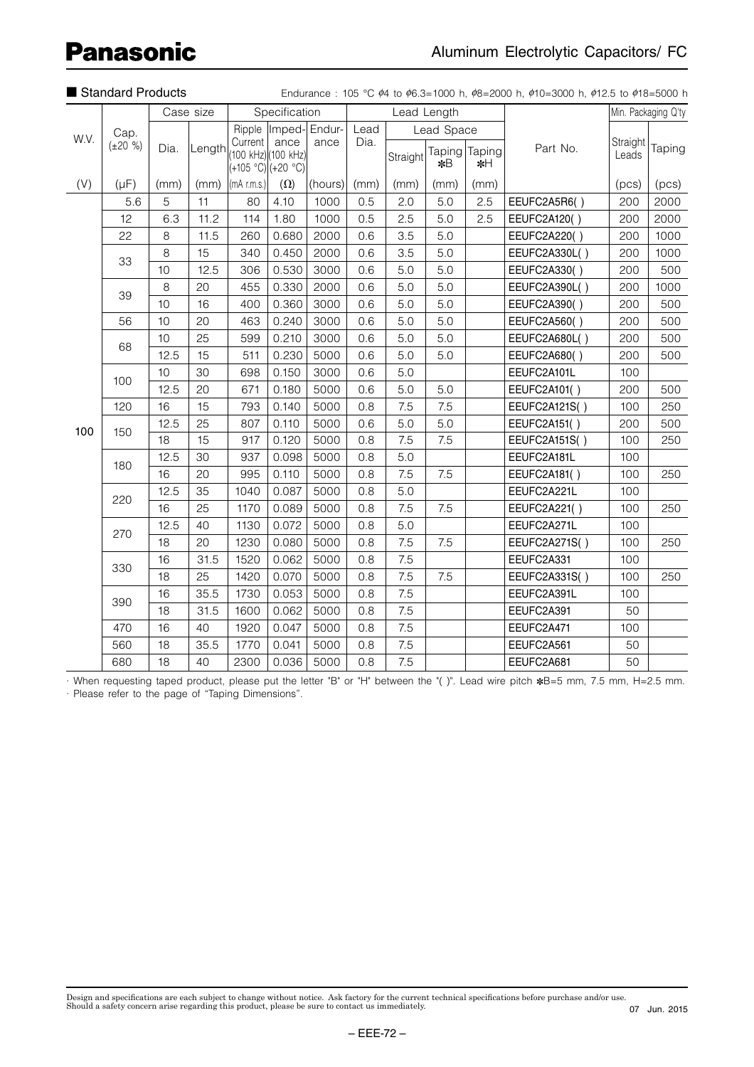■ Standard Products

Endurance : 105 °C ϕ4 to ϕ6.3=1000 h, ϕ8=2000 h, ϕ10=3000 h, ϕ12.5 to ϕ18=5000 h

| W.V. | Cap. (±20 %) | Case size | | Specification | | | Lead Length | | | | Part No. | Min. Packaging Q'ty | |
|---|---|---|---|---|---|---|---|---|---|---|---|---|---|
| | | Dia. | Length | Ripple Current (100 kHz) (+105 °C) | Impedance (100 kHz) (+20 °C) | Endurance | Lead Dia. | Lead Space | | | | Straight Leads | Taping |
| | | | | | | | | Straight | Taping ✱B | Taping ✱H | | | |
| (V) | (μF) | (mm) | (mm) | (mA r.m.s.) | (Ω) | (hours) | (mm) | (mm) | (mm) | (mm) | | (pcs) | (pcs) |
| 100 | 5.6 | 5 | 11 | 80 | 4.10 | 1000 | 0.5 | 2.0 | 5.0 | 2.5 | EEUFC2A5R6( ) | 200 | 2000 |
| | 12 | 6.3 | 11.2 | 114 | 1.80 | 1000 | 0.5 | 2.5 | 5.0 | 2.5 | EEUFC2A120( ) | 200 | 2000 |
| | 22 | 8 | 11.5 | 260 | 0.680 | 2000 | 0.6 | 3.5 | 5.0 | | EEUFC2A220( ) | 200 | 1000 |
| | 33 | 8 | 15 | 340 | 0.450 | 2000 | 0.6 | 3.5 | 5.0 | | EEUFC2A330L( ) | 200 | 1000 |
| | | 10 | 12.5 | 306 | 0.530 | 3000 | 0.6 | 5.0 | 5.0 | | EEUFC2A330( ) | 200 | 500 |
| | 39 | 8 | 20 | 455 | 0.330 | 2000 | 0.6 | 5.0 | 5.0 | | EEUFC2A390L( ) | 200 | 1000 |
| | | 10 | 16 | 400 | 0.360 | 3000 | 0.6 | 5.0 | 5.0 | | EEUFC2A390( ) | 200 | 500 |
| | 56 | 10 | 20 | 463 | 0.240 | 3000 | 0.6 | 5.0 | 5.0 | | EEUFC2A560( ) | 200 | 500 |
| | 68 | 10 | 25 | 599 | 0.210 | 3000 | 0.6 | 5.0 | 5.0 | | EEUFC2A680L( ) | 200 | 500 |
| | | 12.5 | 15 | 511 | 0.230 | 5000 | 0.6 | 5.0 | 5.0 | | EEUFC2A680( ) | 200 | 500 |
| | 100 | 10 | 30 | 698 | 0.150 | 3000 | 0.6 | 5.0 | | | EEUFC2A101L | 100 | |
| | | 12.5 | 20 | 671 | 0.180 | 5000 | 0.6 | 5.0 | 5.0 | | EEUFC2A101( ) | 200 | 500 |
| | 120 | 16 | 15 | 793 | 0.140 | 5000 | 0.8 | 7.5 | 7.5 | | EEUFC2A121S( ) | 100 | 250 |
| | 150 | 12.5 | 25 | 807 | 0.110 | 5000 | 0.6 | 5.0 | 5.0 | | EEUFC2A151( ) | 200 | 500 |
| | | 18 | 15 | 917 | 0.120 | 5000 | 0.8 | 7.5 | 7.5 | | EEUFC2A151S( ) | 100 | 250 |
| | 180 | 12.5 | 30 | 937 | 0.098 | 5000 | 0.8 | 5.0 | | | EEUFC2A181L | 100 | |
| | | 16 | 20 | 995 | 0.110 | 5000 | 0.8 | 7.5 | 7.5 | | EEUFC2A181( ) | 100 | 250 |
| | 220 | 12.5 | 35 | 1040 | 0.087 | 5000 | 0.8 | 5.0 | | | EEUFC2A221L | 100 | |
| | | 16 | 25 | 1170 | 0.089 | 5000 | 0.8 | 7.5 | 7.5 | | EEUFC2A221( ) | 100 | 250 |
| | 270 | 12.5 | 40 | 1130 | 0.072 | 5000 | 0.8 | 5.0 | | | EEUFC2A271L | 100 | |
| | | 18 | 20 | 1230 | 0.080 | 5000 | 0.8 | 7.5 | 7.5 | | EEUFC2A271S( ) | 100 | 250 |
| | 330 | 16 | 31.5 | 1520 | 0.062 | 5000 | 0.8 | 7.5 | | | EEUFC2A331 | 100 | |
| | | 18 | 25 | 1420 | 0.070 | 5000 | 0.8 | 7.5 | 7.5 | | EEUFC2A331S( ) | 100 | 250 |
| | 390 | 16 | 35.5 | 1730 | 0.053 | 5000 | 0.8 | 7.5 | | | EEUFC2A391L | 100 | |
| | | 18 | 31.5 | 1600 | 0.062 | 5000 | 0.8 | 7.5 | | | EEUFC2A391 | 50 | |
| | 470 | 16 | 40 | 1920 | 0.047 | 5000 | 0.8 | 7.5 | | | EEUFC2A471 | 100 | |
| | 560 | 18 | 35.5 | 1770 | 0.041 | 5000 | 0.8 | 7.5 | | | EEUFC2A561 | 50 | |
| | 680 | 18 | 40 | 2300 | 0.036 | 5000 | 0.8 | 7.5 | | | EEUFC2A681 | 50 | |

· When requesting taped product, please put the letter "B" or "H" between the "( )". Lead wire pitch ✱B=5 mm, 7.5 mm, H=2.5 mm.
· Please refer to the page of "Taping Dimensions".

Design and specifications are each subject to change without notice. Ask factory for the current technical specifications before purchase and/or use.
Should a safety concern arise regarding this product, please be sure to contact us immediately.

07 Jun. 2015